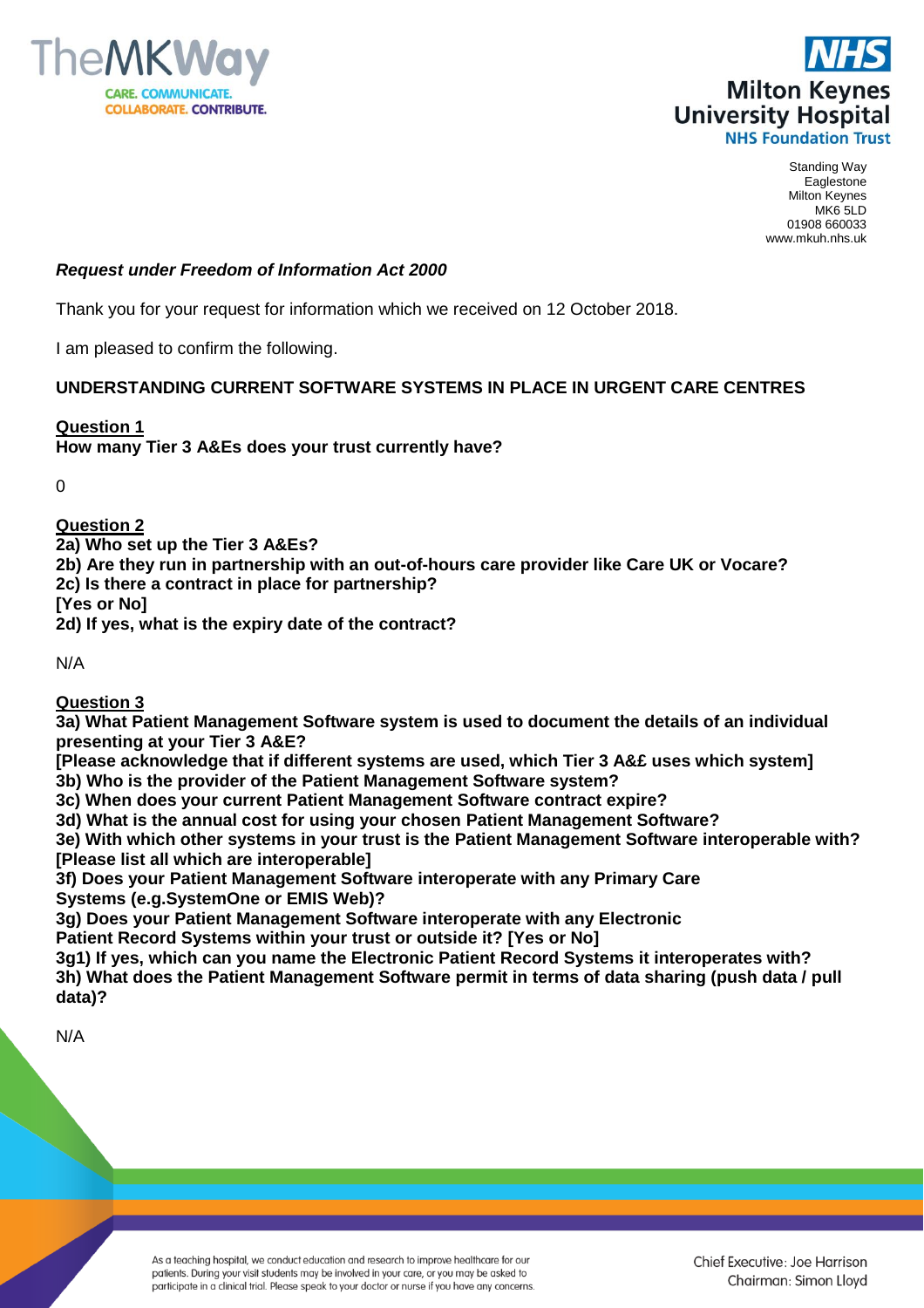TheMKWay
CARE. COMMUNICATE. COLLABORATE. CONTRIBUTE.

NHS
Milton Keynes University Hospital
NHS Foundation Trust

Standing Way
Eaglestone
Milton Keynes
MK6 5LD
01908 660033
www.mkuh.nhs.uk

***Request under Freedom of Information Act 2000***

Thank you for your request for information which we received on 12 October 2018.

I am pleased to confirm the following.

**UNDERSTANDING CURRENT SOFTWARE SYSTEMS IN PLACE IN URGENT CARE CENTRES**

**Question 1**
**How many Tier 3 A&Es does your trust currently have?**

0

**Question 2**
**2a) Who set up the Tier 3 A&Es?**
**2b) Are they run in partnership with an out-of-hours care provider like Care UK or Vocare?**
**2c) Is there a contract in place for partnership?**
**[Yes or No]**
**2d) If yes, what is the expiry date of the contract?**

N/A

**Question 3**
**3a) What Patient Management Software system is used to document the details of an individual presenting at your Tier 3 A&E?**
**[Please acknowledge that if different systems are used, which Tier 3 A&£ uses which system]**
**3b) Who is the provider of the Patient Management Software system?**
**3c) When does your current Patient Management Software contract expire?**
**3d) What is the annual cost for using your chosen Patient Management Software?**
**3e) With which other systems in your trust is the Patient Management Software interoperable with? [Please list all which are interoperable]**
**3f) Does your Patient Management Software interoperate with any Primary Care Systems (e.g.SystemOne or EMIS Web)?**
**3g) Does your Patient Management Software interoperate with any Electronic Patient Record Systems within your trust or outside it? [Yes or No]**
**3g1) If yes, which can you name the Electronic Patient Record Systems it interoperates with?**
**3h) What does the Patient Management Software permit in terms of data sharing (push data / pull data)?**

N/A

As a teaching hospital, we conduct education and research to improve healthcare for our patients. During your visit students may be involved in your care, or you may be asked to participate in a clinical trial. Please speak to your doctor or nurse if you have any concerns.

Chief Executive: Joe Harrison
Chairman: Simon Lloyd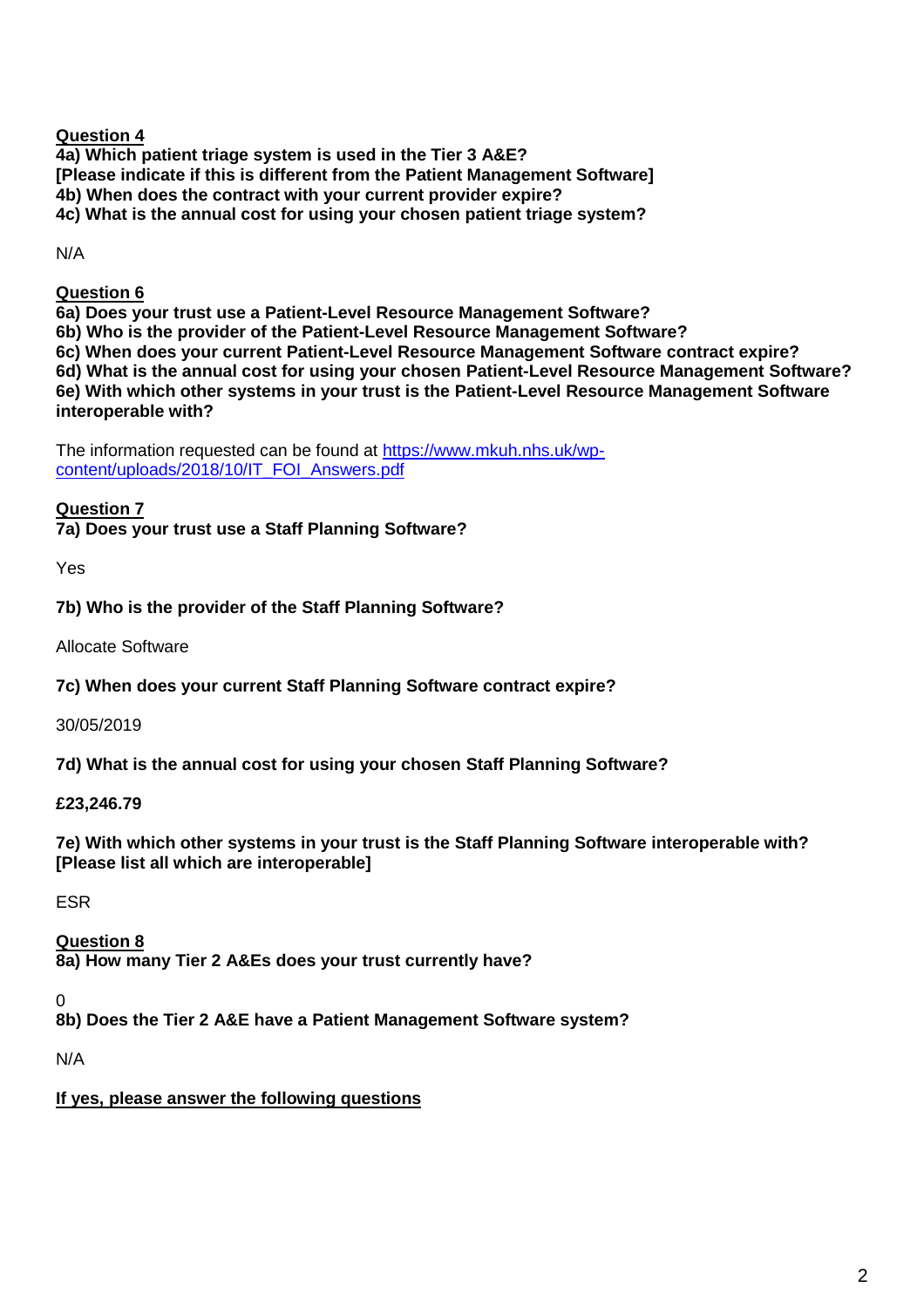**Question 4**

**4a) Which patient triage system is used in the Tier 3 A&E?**
**[Please indicate if this is different from the Patient Management Software]**
**4b) When does the contract with your current provider expire?**
**4c) What is the annual cost for using your chosen patient triage system?**

N/A

**Question 6**

**6a) Does your trust use a Patient-Level Resource Management Software?**
**6b) Who is the provider of the Patient-Level Resource Management Software?**
**6c) When does your current Patient-Level Resource Management Software contract expire?**
**6d) What is the annual cost for using your chosen Patient-Level Resource Management Software?**
**6e) With which other systems in your trust is the Patient-Level Resource Management Software interoperable with?**

The information requested can be found at [https://www.mkuh.nhs.uk/wp-content/uploads/2018/10/IT_FOI_Answers.pdf](https://www.mkuh.nhs.uk/wp-content/uploads/2018/10/IT_FOI_Answers.pdf)

**Question 7**

**7a) Does your trust use a Staff Planning Software?**

Yes

**7b) Who is the provider of the Staff Planning Software?**

Allocate Software

**7c) When does your current Staff Planning Software contract expire?**

30/05/2019

**7d) What is the annual cost for using your chosen Staff Planning Software?**

**£23,246.79**

**7e) With which other systems in your trust is the Staff Planning Software interoperable with? [Please list all which are interoperable]**

ESR

**Question 8**

**8a) How many Tier 2 A&Es does your trust currently have?**

0

**8b) Does the Tier 2 A&E have a Patient Management Software system?**

N/A

**If yes, please answer the following questions**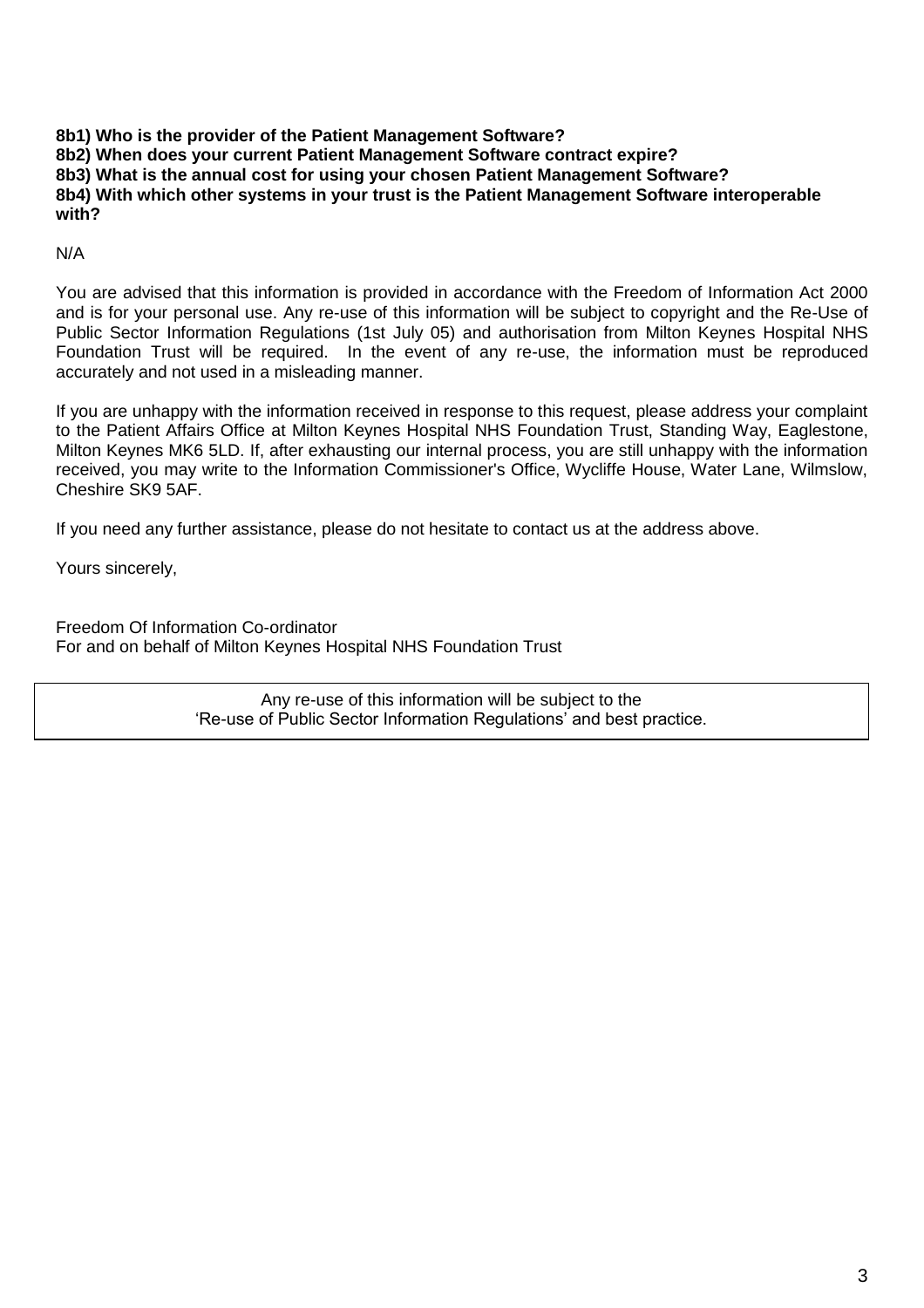**8b1) Who is the provider of the Patient Management Software?**
**8b2) When does your current Patient Management Software contract expire?**
**8b3) What is the annual cost for using your chosen Patient Management Software?**
**8b4) With which other systems in your trust is the Patient Management Software interoperable with?**

N/A

You are advised that this information is provided in accordance with the Freedom of Information Act 2000 and is for your personal use. Any re-use of this information will be subject to copyright and the Re-Use of Public Sector Information Regulations (1st July 05) and authorisation from Milton Keynes Hospital NHS Foundation Trust will be required. In the event of any re-use, the information must be reproduced accurately and not used in a misleading manner.

If you are unhappy with the information received in response to this request, please address your complaint to the Patient Affairs Office at Milton Keynes Hospital NHS Foundation Trust, Standing Way, Eaglestone, Milton Keynes MK6 5LD. If, after exhausting our internal process, you are still unhappy with the information received, you may write to the Information Commissioner's Office, Wycliffe House, Water Lane, Wilmslow, Cheshire SK9 5AF.

If you need any further assistance, please do not hesitate to contact us at the address above.

Yours sincerely,

Freedom Of Information Co-ordinator
For and on behalf of Milton Keynes Hospital NHS Foundation Trust

Any re-use of this information will be subject to the
'Re-use of Public Sector Information Regulations' and best practice.